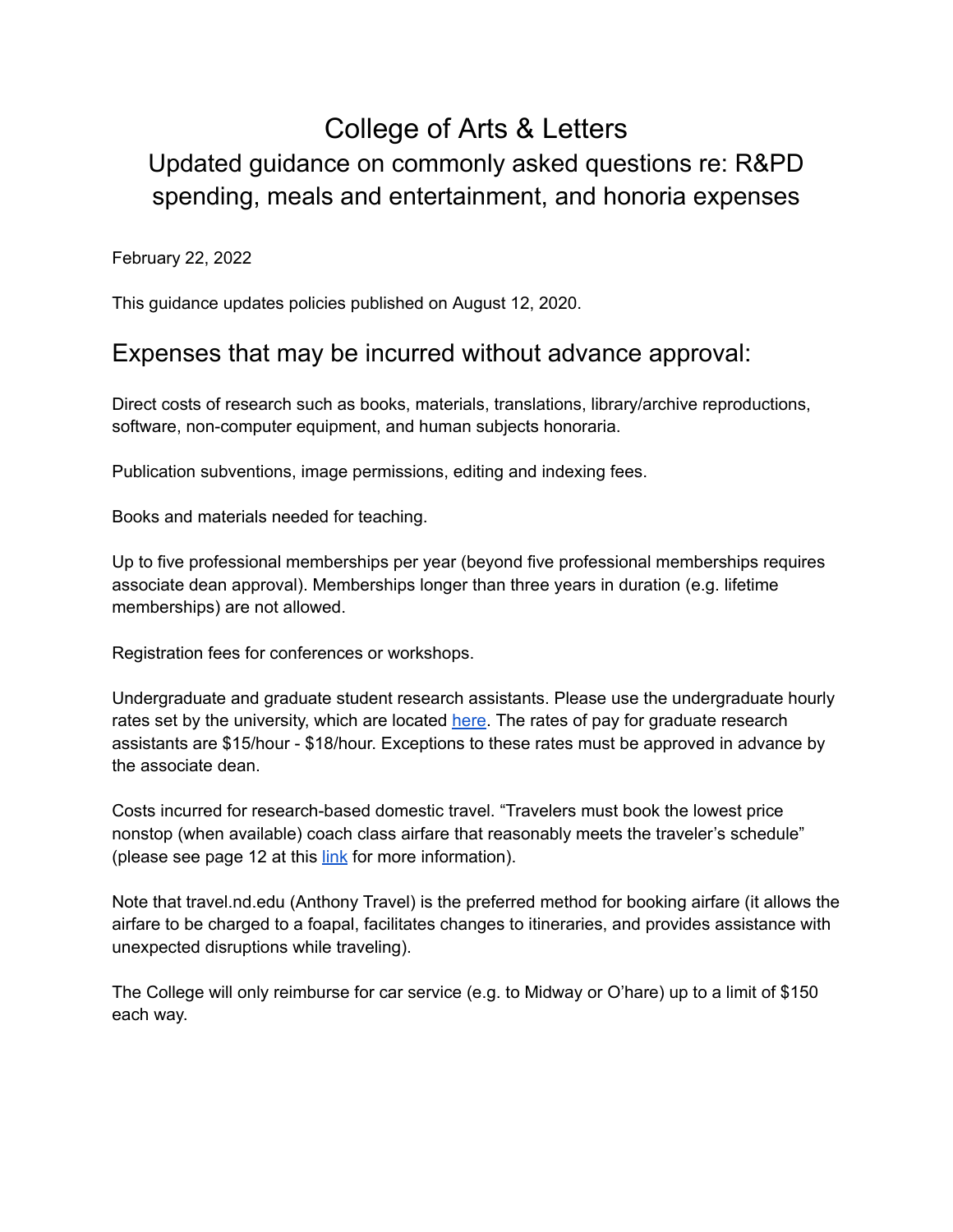# College of Arts & Letters

## Updated guidance on commonly asked questions re: R&PD spending, meals and entertainment, and honoria expenses

February 22, 2022

This guidance updates policies published on August 12, 2020.

## Expenses that may be incurred without advance approval:

Direct costs of research such as books, materials, translations, library/archive reproductions, software, non-computer equipment, and human subjects honoraria.

Publication subventions, image permissions, editing and indexing fees.

Books and materials needed for teaching.

Up to five professional memberships per year (beyond five professional memberships requires associate dean approval). Memberships longer than three years in duration (e.g. lifetime memberships) are not allowed.

Registration fees for conferences or workshops.

Undergraduate and graduate student research assistants. Please use the undergraduate hourly rates set by the university, which are located [here](). The rates of pay for graduate research assistants are $15/hour - $18/hour. Exceptions to these rates must be approved in advance by the associate dean.

Costs incurred for research-based domestic travel. "Travelers must book the lowest price nonstop (when available) coach class airfare that reasonably meets the traveler's schedule" (please see page 12 at this [link]() for more information).

Note that travel.nd.edu (Anthony Travel) is the preferred method for booking airfare (it allows the airfare to be charged to a foapal, facilitates changes to itineraries, and provides assistance with unexpected disruptions while traveling).

The College will only reimburse for car service (e.g. to Midway or O'hare) up to a limit of $150 each way.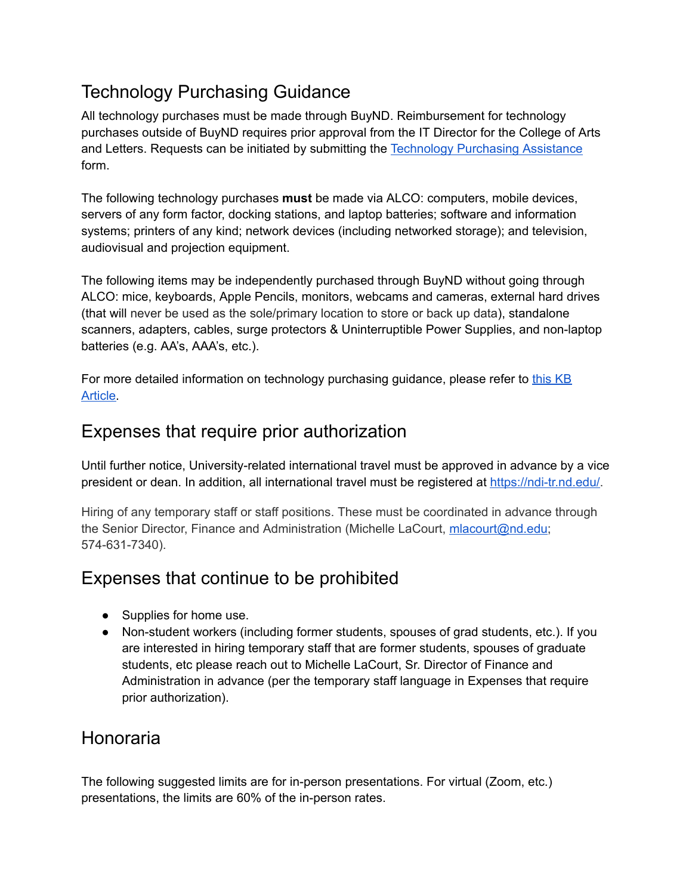## Technology Purchasing Guidance

All technology purchases must be made through BuyND. Reimbursement for technology purchases outside of BuyND requires prior approval from the IT Director for the College of Arts and Letters. Requests can be initiated by submitting the [Technology Purchasing Assistance]() form.

The following technology purchases **must** be made via ALCO: computers, mobile devices, servers of any form factor, docking stations, and laptop batteries; software and information systems; printers of any kind; network devices (including networked storage); and television, audiovisual and projection equipment.

The following items may be independently purchased through BuyND without going through ALCO: mice, keyboards, Apple Pencils, monitors, webcams and cameras, external hard drives (that will never be used as the sole/primary location to store or back up data), standalone scanners, adapters, cables, surge protectors & Uninterruptible Power Supplies, and non-laptop batteries (e.g. AA's, AAA's, etc.).

For more detailed information on technology purchasing guidance, please refer to [this KB Article]().

## Expenses that require prior authorization

Until further notice, University-related international travel must be approved in advance by a vice president or dean. In addition, all international travel must be registered at https://ndi-tr.nd.edu/.

Hiring of any temporary staff or staff positions. These must be coordinated in advance through the Senior Director, Finance and Administration (Michelle LaCourt, mlacourt@nd.edu; 574-631-7340).

## Expenses that continue to be prohibited

- Supplies for home use.
- Non-student workers (including former students, spouses of grad students, etc.). If you are interested in hiring temporary staff that are former students, spouses of graduate students, etc please reach out to Michelle LaCourt, Sr. Director of Finance and Administration in advance (per the temporary staff language in Expenses that require prior authorization).

## Honoraria

The following suggested limits are for in-person presentations. For virtual (Zoom, etc.) presentations, the limits are 60% of the in-person rates.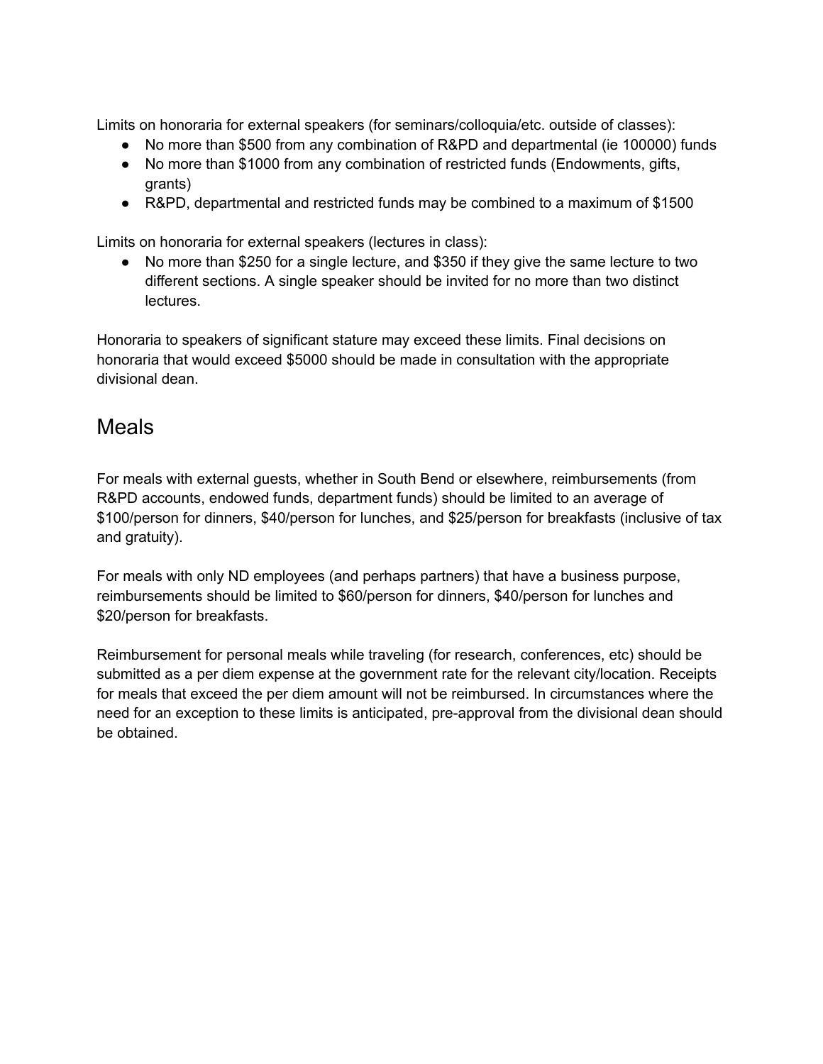Limits on honoraria for external speakers (for seminars/colloquia/etc. outside of classes):

- No more than $500 from any combination of R&PD and departmental (ie 100000) funds
- No more than $1000 from any combination of restricted funds (Endowments, gifts, grants)
- R&PD, departmental and restricted funds may be combined to a maximum of $1500

Limits on honoraria for external speakers (lectures in class):

- No more than $250 for a single lecture, and $350 if they give the same lecture to two different sections. A single speaker should be invited for no more than two distinct lectures.

Honoraria to speakers of significant stature may exceed these limits. Final decisions on honoraria that would exceed $5000 should be made in consultation with the appropriate divisional dean.

## Meals

For meals with external guests, whether in South Bend or elsewhere, reimbursements (from R&PD accounts, endowed funds, department funds) should be limited to an average of $100/person for dinners, $40/person for lunches, and $25/person for breakfasts (inclusive of tax and gratuity).

For meals with only ND employees (and perhaps partners) that have a business purpose, reimbursements should be limited to $60/person for dinners, $40/person for lunches and $20/person for breakfasts.

Reimbursement for personal meals while traveling (for research, conferences, etc) should be submitted as a per diem expense at the government rate for the relevant city/location. Receipts for meals that exceed the per diem amount will not be reimbursed. In circumstances where the need for an exception to these limits is anticipated, pre-approval from the divisional dean should be obtained.